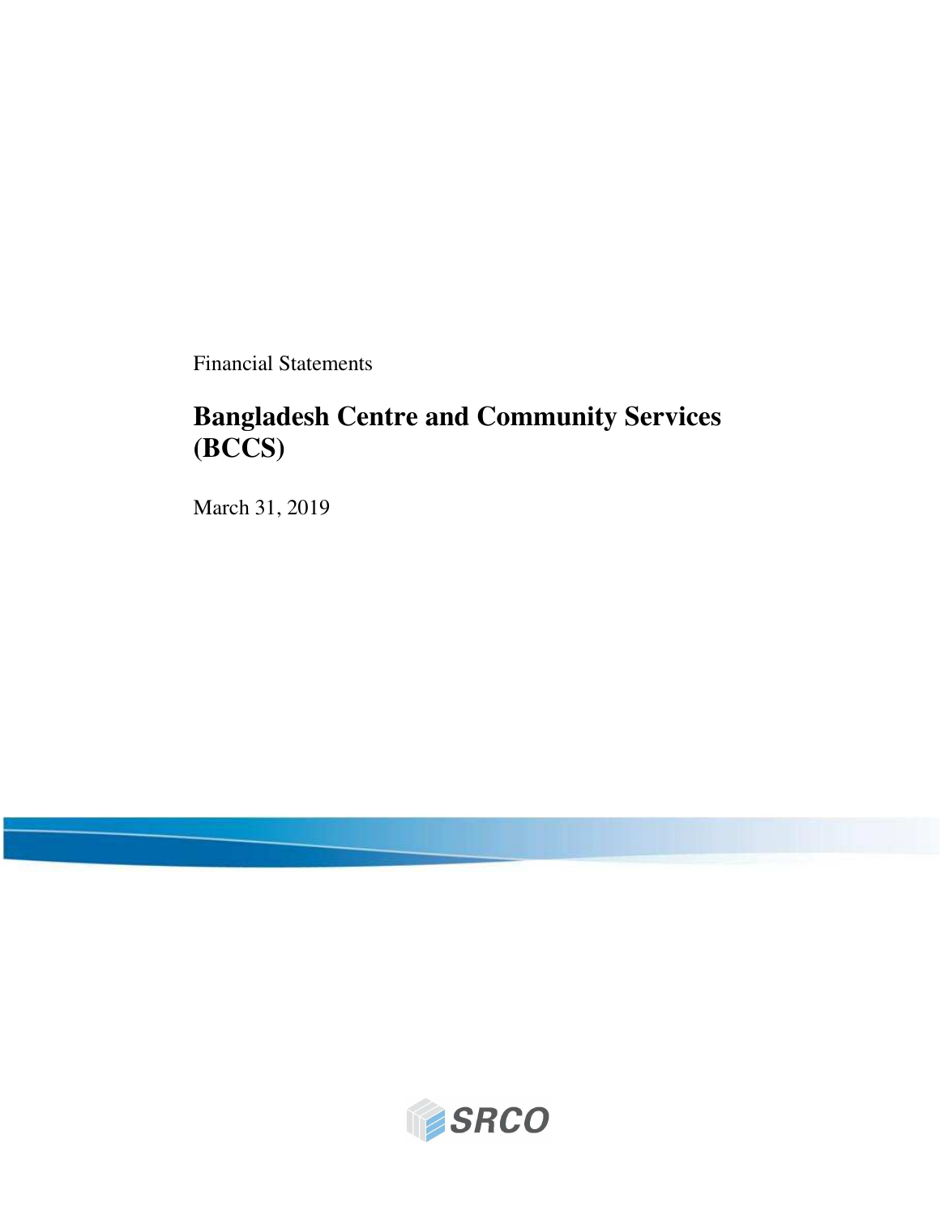Financial Statements

# Bangladesh Centre and Community Services (BCCS)

March 31, 2019

SRCO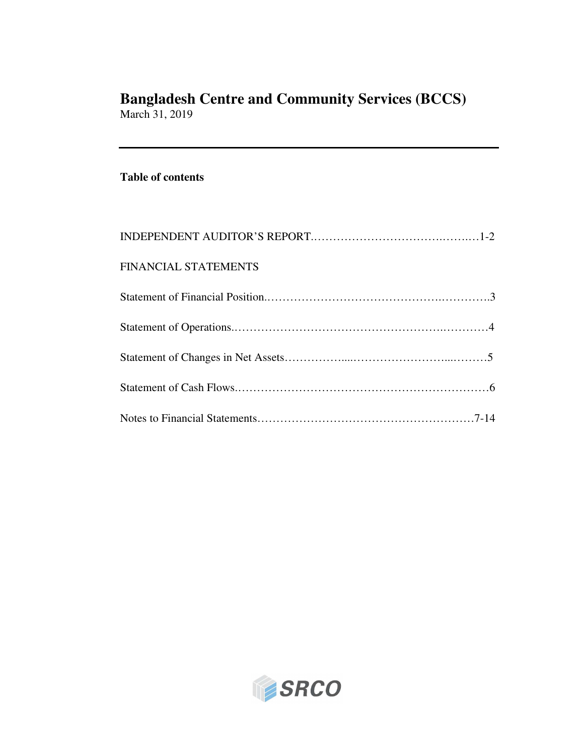# Bangladesh Centre and Community Services (BCCS)

March 31, 2019

---

**Table of contents**

INDEPENDENT AUDITOR'S REPORT.......................................1-2

FINANCIAL STATEMENTS

Statement of Financial Position.......................................3

Statement of Operations.......................................4

Statement of Changes in Net Assets.......................................5

Statement of Cash Flows.......................................6

Notes to Financial Statements.......................................7-14

SRCO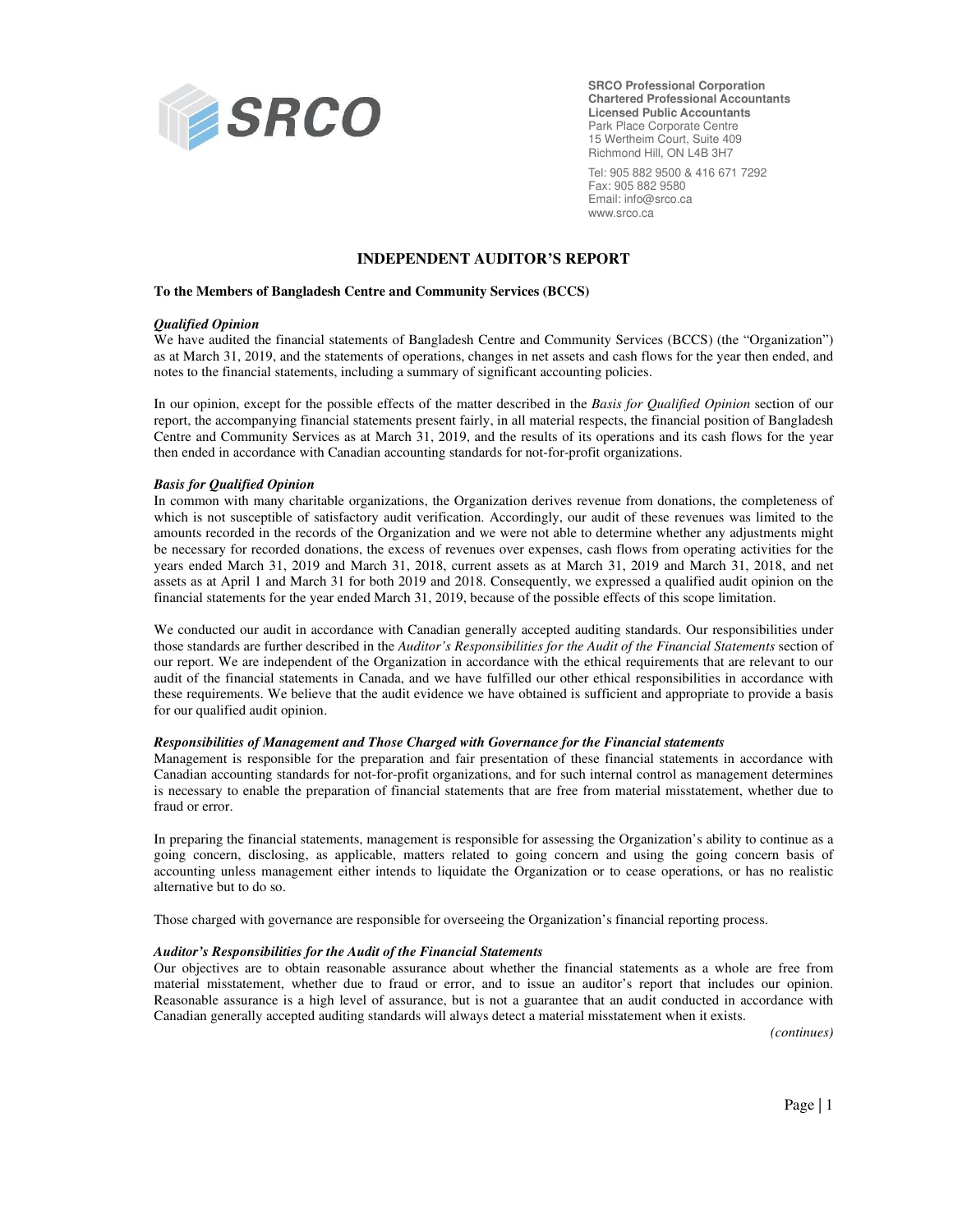**SRCO Professional Corporation**
**Chartered Professional Accountants**
**Licensed Public Accountants**
Park Place Corporate Centre
15 Wertheim Court, Suite 409
Richmond Hill, ON L4B 3H7

Tel: 905 882 9500 & 416 671 7292
Fax: 905 882 9580
Email: info@srco.ca
www.srco.ca

## INDEPENDENT AUDITOR'S REPORT

**To the Members of Bangladesh Centre and Community Services (BCCS)**

***Qualified Opinion***

We have audited the financial statements of Bangladesh Centre and Community Services (BCCS) (the "Organization") as at March 31, 2019, and the statements of operations, changes in net assets and cash flows for the year then ended, and notes to the financial statements, including a summary of significant accounting policies.

In our opinion, except for the possible effects of the matter described in the *Basis for Qualified Opinion* section of our report, the accompanying financial statements present fairly, in all material respects, the financial position of Bangladesh Centre and Community Services as at March 31, 2019, and the results of its operations and its cash flows for the year then ended in accordance with Canadian accounting standards for not-for-profit organizations.

***Basis for Qualified Opinion***

In common with many charitable organizations, the Organization derives revenue from donations, the completeness of which is not susceptible of satisfactory audit verification. Accordingly, our audit of these revenues was limited to the amounts recorded in the records of the Organization and we were not able to determine whether any adjustments might be necessary for recorded donations, the excess of revenues over expenses, cash flows from operating activities for the years ended March 31, 2019 and March 31, 2018, current assets as at March 31, 2019 and March 31, 2018, and net assets as at April 1 and March 31 for both 2019 and 2018. Consequently, we expressed a qualified audit opinion on the financial statements for the year ended March 31, 2019, because of the possible effects of this scope limitation.

We conducted our audit in accordance with Canadian generally accepted auditing standards. Our responsibilities under those standards are further described in the *Auditor's Responsibilities for the Audit of the Financial Statements* section of our report. We are independent of the Organization in accordance with the ethical requirements that are relevant to our audit of the financial statements in Canada, and we have fulfilled our other ethical responsibilities in accordance with these requirements. We believe that the audit evidence we have obtained is sufficient and appropriate to provide a basis for our qualified audit opinion.

***Responsibilities of Management and Those Charged with Governance for the Financial statements***

Management is responsible for the preparation and fair presentation of these financial statements in accordance with Canadian accounting standards for not-for-profit organizations, and for such internal control as management determines is necessary to enable the preparation of financial statements that are free from material misstatement, whether due to fraud or error.

In preparing the financial statements, management is responsible for assessing the Organization's ability to continue as a going concern, disclosing, as applicable, matters related to going concern and using the going concern basis of accounting unless management either intends to liquidate the Organization or to cease operations, or has no realistic alternative but to do so.

Those charged with governance are responsible for overseeing the Organization's financial reporting process.

***Auditor's Responsibilities for the Audit of the Financial Statements***

Our objectives are to obtain reasonable assurance about whether the financial statements as a whole are free from material misstatement, whether due to fraud or error, and to issue an auditor's report that includes our opinion. Reasonable assurance is a high level of assurance, but is not a guarantee that an audit conducted in accordance with Canadian generally accepted auditing standards will always detect a material misstatement when it exists.

*(continues)*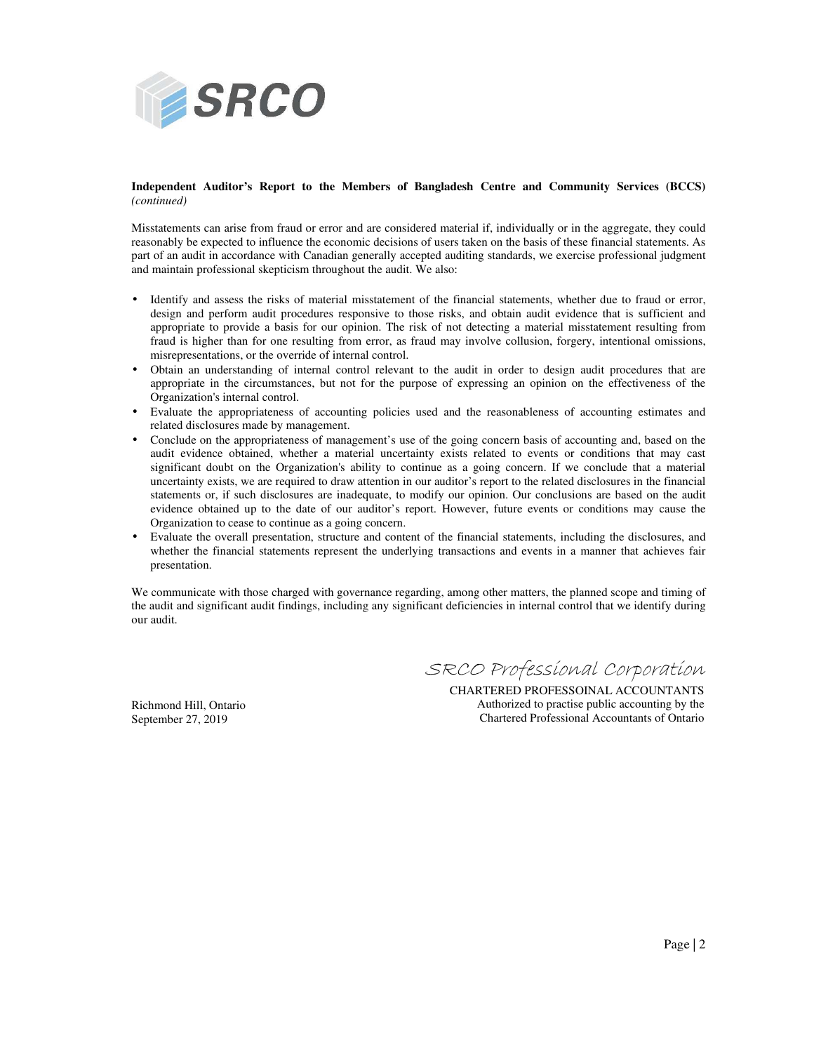**Independent Auditor's Report to the Members of Bangladesh Centre and Community Services (BCCS)** *(continued)*

Misstatements can arise from fraud or error and are considered material if, individually or in the aggregate, they could reasonably be expected to influence the economic decisions of users taken on the basis of these financial statements. As part of an audit in accordance with Canadian generally accepted auditing standards, we exercise professional judgment and maintain professional skepticism throughout the audit. We also:

- Identify and assess the risks of material misstatement of the financial statements, whether due to fraud or error, design and perform audit procedures responsive to those risks, and obtain audit evidence that is sufficient and appropriate to provide a basis for our opinion. The risk of not detecting a material misstatement resulting from fraud is higher than for one resulting from error, as fraud may involve collusion, forgery, intentional omissions, misrepresentations, or the override of internal control.
- Obtain an understanding of internal control relevant to the audit in order to design audit procedures that are appropriate in the circumstances, but not for the purpose of expressing an opinion on the effectiveness of the Organization's internal control.
- Evaluate the appropriateness of accounting policies used and the reasonableness of accounting estimates and related disclosures made by management.
- Conclude on the appropriateness of management's use of the going concern basis of accounting and, based on the audit evidence obtained, whether a material uncertainty exists related to events or conditions that may cast significant doubt on the Organization's ability to continue as a going concern. If we conclude that a material uncertainty exists, we are required to draw attention in our auditor's report to the related disclosures in the financial statements or, if such disclosures are inadequate, to modify our opinion. Our conclusions are based on the audit evidence obtained up to the date of our auditor's report. However, future events or conditions may cause the Organization to cease to continue as a going concern.
- Evaluate the overall presentation, structure and content of the financial statements, including the disclosures, and whether the financial statements represent the underlying transactions and events in a manner that achieves fair presentation.

We communicate with those charged with governance regarding, among other matters, the planned scope and timing of the audit and significant audit findings, including any significant deficiencies in internal control that we identify during our audit.

*SRCO Professional Corporation*

CHARTERED PROFESSOINAL ACCOUNTANTS
Authorized to practise public accounting by the
Chartered Professional Accountants of Ontario

Richmond Hill, Ontario
September 27, 2019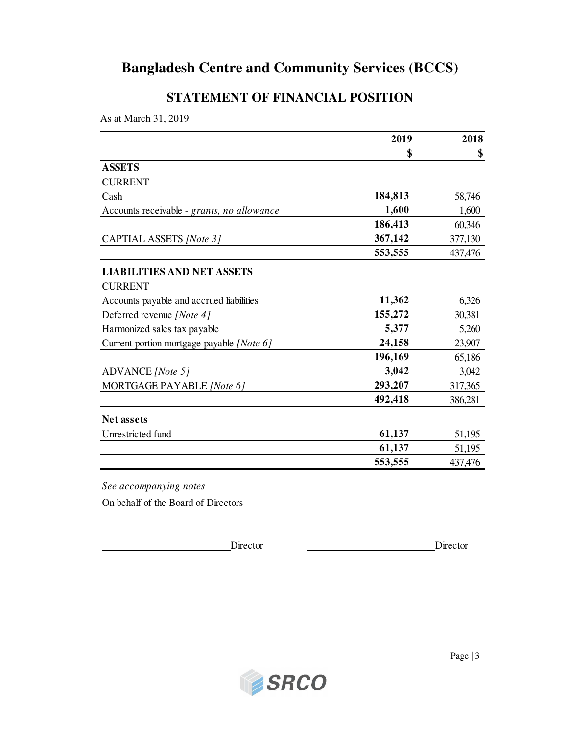# Bangladesh Centre and Community Services (BCCS)

## STATEMENT OF FINANCIAL POSITION

As at March 31, 2019

| | 2019 | 2018 |
|---|---|---|
| | $ | $ |
| **ASSETS** | | |
| CURRENT | | |
| Cash | **184,813** | 58,746 |
| Accounts receivable - *grants, no allowance* | **1,600** | 1,600 |
| | **186,413** | 60,346 |
| CAPTIAL ASSETS *[Note 3]* | **367,142** | 377,130 |
| | **553,555** | 437,476 |
| **LIABILITIES AND NET ASSETS** | | |
| CURRENT | | |
| Accounts payable and accrued liabilities | **11,362** | 6,326 |
| Deferred revenue *[Note 4]* | **155,272** | 30,381 |
| Harmonized sales tax payable | **5,377** | 5,260 |
| Current portion mortgage payable *[Note 6]* | **24,158** | 23,907 |
| | **196,169** | 65,186 |
| ADVANCE *[Note 5]* | **3,042** | 3,042 |
| MORTGAGE PAYABLE *[Note 6]* | **293,207** | 317,365 |
| | **492,418** | 386,281 |
| **Net assets** | | |
| Unrestricted fund | **61,137** | 51,195 |
| | **61,137** | 51,195 |
| | **553,555** | 437,476 |

*See accompanying notes*

On behalf of the Board of Directors

_________________________ Director          _________________________ Director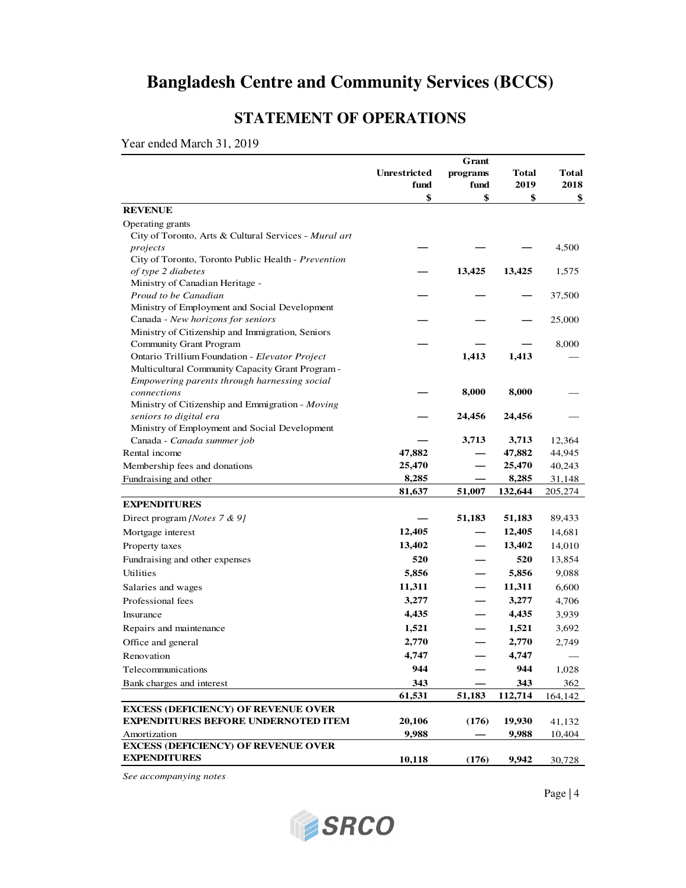# Bangladesh Centre and Community Services (BCCS)

## STATEMENT OF OPERATIONS

Year ended March 31, 2019

| | Unrestricted fund | Grant programs fund | Total 2019 | Total 2018 |
|---|---|---|---|---|
| | $ | $ | $ | $ |
| **REVENUE** | | | | |
| Operating grants | | | | |
| City of Toronto, Arts & Cultural Services - *Mural art projects* | — | — | — | 4,500 |
| City of Toronto, Toronto Public Health - *Prevention of type 2 diabetes* | — | **13,425** | **13,425** | 1,575 |
| Ministry of Canadian Heritage - *Proud to be Canadian* | — | — | — | 37,500 |
| Ministry of Employment and Social Development Canada - *New horizons for seniors* | — | — | — | 25,000 |
| Ministry of Citizenship and Immigration, Seniors Community Grant Program | — | — | — | 8,000 |
| Ontario Trillium Foundation - *Elevator Project* | | **1,413** | **1,413** | — |
| Multicultural Community Capacity Grant Program - *Empowering parents through harnessing social connections* | — | **8,000** | **8,000** | — |
| Ministry of Citizenship and Emmigration - *Moving seniors to digital era* | — | **24,456** | **24,456** | — |
| Ministry of Employment and Social Development Canada - *Canada summer job* | — | **3,713** | **3,713** | 12,364 |
| Rental income | **47,882** | — | **47,882** | 44,945 |
| Membership fees and donations | **25,470** | — | **25,470** | 40,243 |
| Fundraising and other | **8,285** | — | **8,285** | 31,148 |
| | **81,637** | **51,007** | **132,644** | 205,274 |
| **EXPENDITURES** | | | | |
| Direct program *[Notes 7 & 9]* | — | **51,183** | **51,183** | 89,433 |
| Mortgage interest | **12,405** | — | **12,405** | 14,681 |
| Property taxes | **13,402** | — | **13,402** | 14,010 |
| Fundraising and other expenses | **520** | — | **520** | 13,854 |
| Utilities | **5,856** | — | **5,856** | 9,088 |
| Salaries and wages | **11,311** | — | **11,311** | 6,600 |
| Professional fees | **3,277** | — | **3,277** | 4,706 |
| Insurance | **4,435** | — | **4,435** | 3,939 |
| Repairs and maintenance | **1,521** | — | **1,521** | 3,692 |
| Office and general | **2,770** | — | **2,770** | 2,749 |
| Renovation | **4,747** | — | **4,747** | — |
| Telecommunications | **944** | — | **944** | 1,028 |
| Bank charges and interest | **343** | — | **343** | 362 |
| | **61,531** | **51,183** | **112,714** | 164,142 |
| **EXCESS (DEFICIENCY) OF REVENUE OVER EXPENDITURES BEFORE UNDERNOTED ITEM** | **20,106** | **(176)** | **19,930** | 41,132 |
| Amortization | **9,988** | — | **9,988** | 10,404 |
| **EXCESS (DEFICIENCY) OF REVENUE OVER EXPENDITURES** | **10,118** | **(176)** | **9,942** | 30,728 |

*See accompanying notes*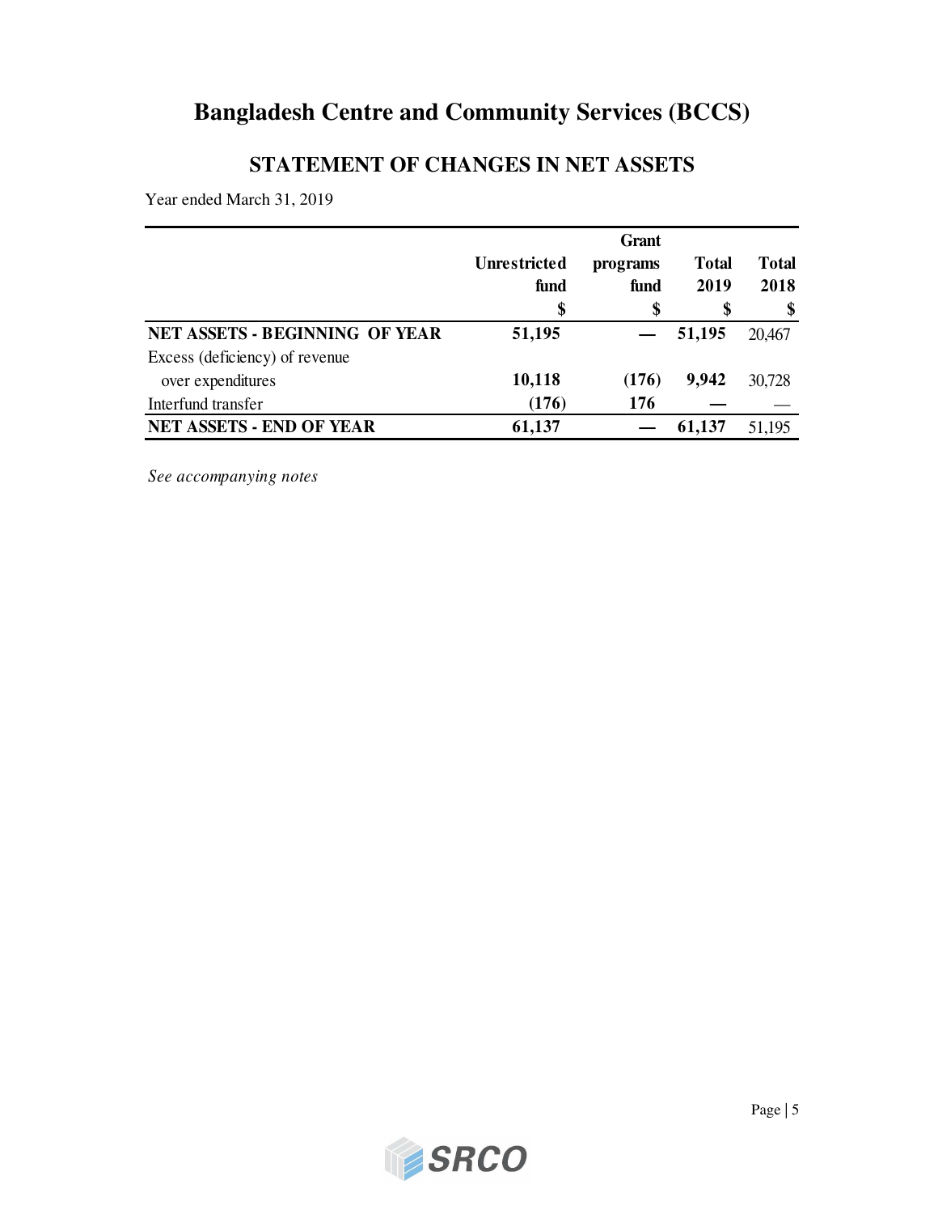# Bangladesh Centre and Community Services (BCCS)

## STATEMENT OF CHANGES IN NET ASSETS

Year ended March 31, 2019

| | Unrestricted fund | Grant programs fund | Total 2019 | Total 2018 |
|---|---|---|---|---|
| | $ | $ | $ | $ |
| **NET ASSETS - BEGINNING OF YEAR** | **51,195** | **—** | **51,195** | 20,467 |
| Excess (deficiency) of revenue over expenditures | **10,118** | **(176)** | **9,942** | 30,728 |
| Interfund transfer | **(176)** | **176** | **—** | — |
| **NET ASSETS - END OF YEAR** | **61,137** | **—** | **61,137** | 51,195 |

*See accompanying notes*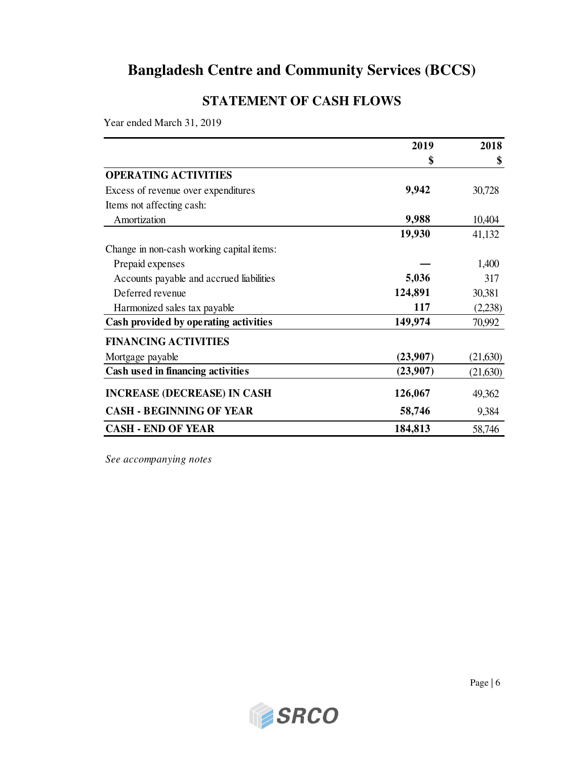# Bangladesh Centre and Community Services (BCCS)

## STATEMENT OF CASH FLOWS

Year ended March 31, 2019

| | 2019<br>$ | 2018<br>$ |
|---|---|---|
| **OPERATING ACTIVITIES** | | |
| Excess of revenue over expenditures | **9,942** | 30,728 |
| Items not affecting cash: | | |
| Amortization | **9,988** | 10,404 |
| | **19,930** | 41,132 |
| Change in non-cash working capital items: | | |
| Prepaid expenses | **—** | 1,400 |
| Accounts payable and accrued liabilities | **5,036** | 317 |
| Deferred revenue | **124,891** | 30,381 |
| Harmonized sales tax payable | **117** | (2,238) |
| **Cash provided by operating activities** | **149,974** | 70,992 |
| **FINANCING ACTIVITIES** | | |
| Mortgage payable | **(23,907)** | (21,630) |
| **Cash used in financing activities** | **(23,907)** | (21,630) |
| **INCREASE (DECREASE) IN CASH** | **126,067** | 49,362 |
| **CASH - BEGINNING OF YEAR** | **58,746** | 9,384 |
| **CASH - END OF YEAR** | **184,813** | 58,746 |

*See accompanying notes*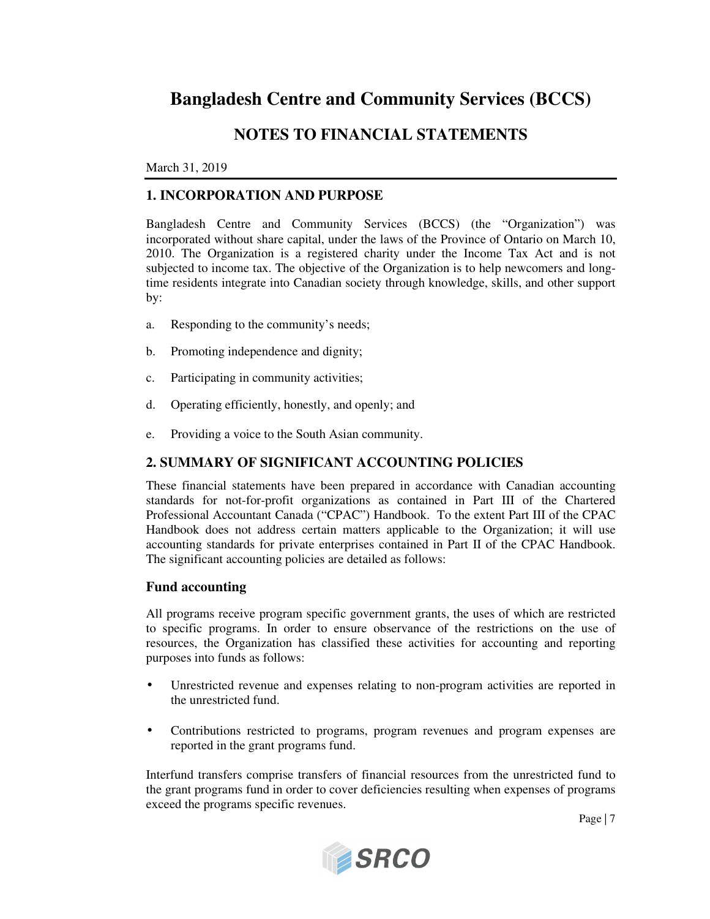# Bangladesh Centre and Community Services (BCCS)

## NOTES TO FINANCIAL STATEMENTS

March 31, 2019

### 1. INCORPORATION AND PURPOSE

Bangladesh Centre and Community Services (BCCS) (the "Organization") was incorporated without share capital, under the laws of the Province of Ontario on March 10, 2010. The Organization is a registered charity under the Income Tax Act and is not subjected to income tax. The objective of the Organization is to help newcomers and long-time residents integrate into Canadian society through knowledge, skills, and other support by:

a. Responding to the community's needs;

b. Promoting independence and dignity;

c. Participating in community activities;

d. Operating efficiently, honestly, and openly; and

e. Providing a voice to the South Asian community.

### 2. SUMMARY OF SIGNIFICANT ACCOUNTING POLICIES

These financial statements have been prepared in accordance with Canadian accounting standards for not-for-profit organizations as contained in Part III of the Chartered Professional Accountant Canada ("CPAC") Handbook. To the extent Part III of the CPAC Handbook does not address certain matters applicable to the Organization; it will use accounting standards for private enterprises contained in Part II of the CPAC Handbook. The significant accounting policies are detailed as follows:

#### Fund accounting

All programs receive program specific government grants, the uses of which are restricted to specific programs. In order to ensure observance of the restrictions on the use of resources, the Organization has classified these activities for accounting and reporting purposes into funds as follows:

- Unrestricted revenue and expenses relating to non-program activities are reported in the unrestricted fund.
- Contributions restricted to programs, program revenues and program expenses are reported in the grant programs fund.

Interfund transfers comprise transfers of financial resources from the unrestricted fund to the grant programs fund in order to cover deficiencies resulting when expenses of programs exceed the programs specific revenues.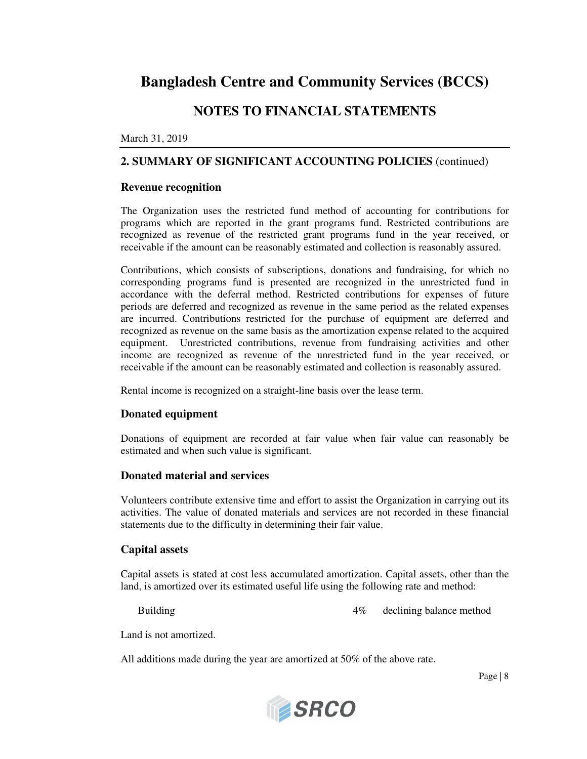# Bangladesh Centre and Community Services (BCCS)

## NOTES TO FINANCIAL STATEMENTS

March 31, 2019

### 2. SUMMARY OF SIGNIFICANT ACCOUNTING POLICIES (continued)

#### Revenue recognition

The Organization uses the restricted fund method of accounting for contributions for programs which are reported in the grant programs fund. Restricted contributions are recognized as revenue of the restricted grant programs fund in the year received, or receivable if the amount can be reasonably estimated and collection is reasonably assured.

Contributions, which consists of subscriptions, donations and fundraising, for which no corresponding programs fund is presented are recognized in the unrestricted fund in accordance with the deferral method. Restricted contributions for expenses of future periods are deferred and recognized as revenue in the same period as the related expenses are incurred. Contributions restricted for the purchase of equipment are deferred and recognized as revenue on the same basis as the amortization expense related to the acquired equipment. Unrestricted contributions, revenue from fundraising activities and other income are recognized as revenue of the unrestricted fund in the year received, or receivable if the amount can be reasonably estimated and collection is reasonably assured.

Rental income is recognized on a straight-line basis over the lease term.

#### Donated equipment

Donations of equipment are recorded at fair value when fair value can reasonably be estimated and when such value is significant.

#### Donated material and services

Volunteers contribute extensive time and effort to assist the Organization in carrying out its activities. The value of donated materials and services are not recorded in these financial statements due to the difficulty in determining their fair value.

#### Capital assets

Capital assets is stated at cost less accumulated amortization. Capital assets, other than the land, is amortized over its estimated useful life using the following rate and method:

| | | |
|---|---|---|
| Building | 4% | declining balance method |

Land is not amortized.

All additions made during the year are amortized at 50% of the above rate.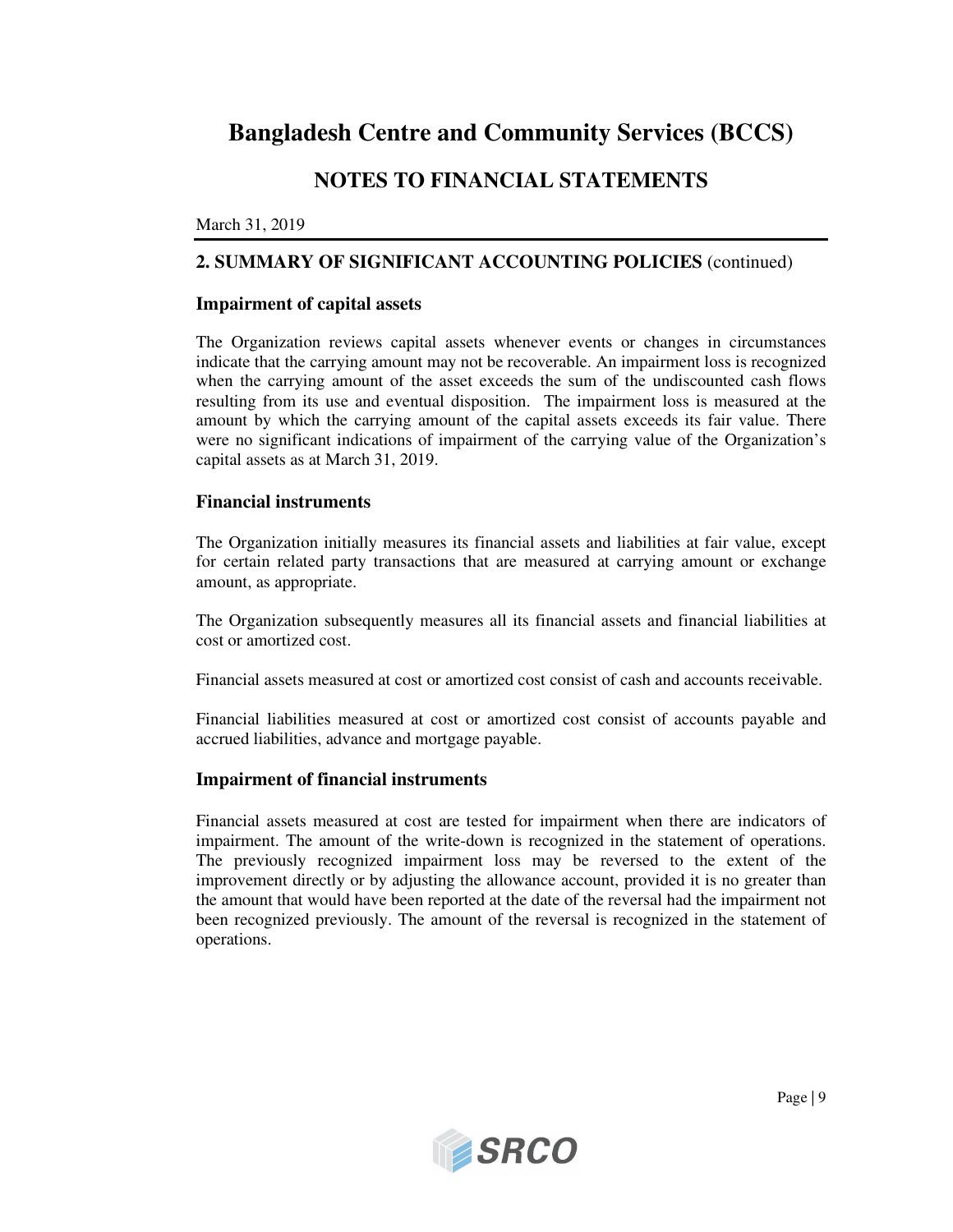# Bangladesh Centre and Community Services (BCCS)

## NOTES TO FINANCIAL STATEMENTS

March 31, 2019

### 2. SUMMARY OF SIGNIFICANT ACCOUNTING POLICIES (continued)

#### Impairment of capital assets

The Organization reviews capital assets whenever events or changes in circumstances indicate that the carrying amount may not be recoverable. An impairment loss is recognized when the carrying amount of the asset exceeds the sum of the undiscounted cash flows resulting from its use and eventual disposition. The impairment loss is measured at the amount by which the carrying amount of the capital assets exceeds its fair value. There were no significant indications of impairment of the carrying value of the Organization's capital assets as at March 31, 2019.

#### Financial instruments

The Organization initially measures its financial assets and liabilities at fair value, except for certain related party transactions that are measured at carrying amount or exchange amount, as appropriate.

The Organization subsequently measures all its financial assets and financial liabilities at cost or amortized cost.

Financial assets measured at cost or amortized cost consist of cash and accounts receivable.

Financial liabilities measured at cost or amortized cost consist of accounts payable and accrued liabilities, advance and mortgage payable.

#### Impairment of financial instruments

Financial assets measured at cost are tested for impairment when there are indicators of impairment. The amount of the write-down is recognized in the statement of operations. The previously recognized impairment loss may be reversed to the extent of the improvement directly or by adjusting the allowance account, provided it is no greater than the amount that would have been reported at the date of the reversal had the impairment not been recognized previously. The amount of the reversal is recognized in the statement of operations.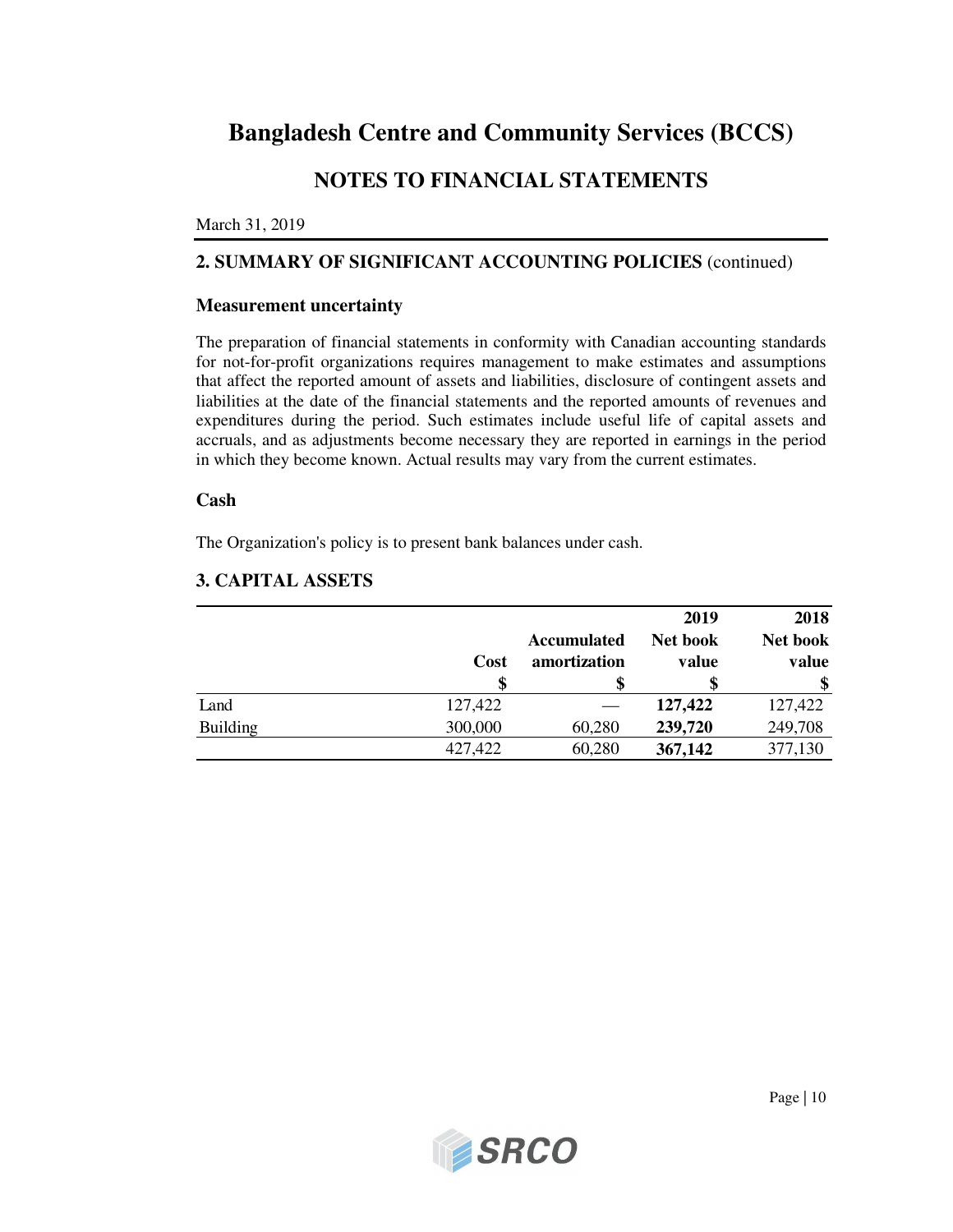# Bangladesh Centre and Community Services (BCCS)

## NOTES TO FINANCIAL STATEMENTS

March 31, 2019

### 2. SUMMARY OF SIGNIFICANT ACCOUNTING POLICIES (continued)

#### Measurement uncertainty

The preparation of financial statements in conformity with Canadian accounting standards for not-for-profit organizations requires management to make estimates and assumptions that affect the reported amount of assets and liabilities, disclosure of contingent assets and liabilities at the date of the financial statements and the reported amounts of revenues and expenditures during the period. Such estimates include useful life of capital assets and accruals, and as adjustments become necessary they are reported in earnings in the period in which they become known. Actual results may vary from the current estimates.

#### Cash

The Organization's policy is to present bank balances under cash.

### 3. CAPITAL ASSETS

| | Cost | Accumulated amortization | 2019 Net book value | 2018 Net book value |
|---|---|---|---|---|
| | $ | $ | $ | $ |
| Land | 127,422 | — | **127,422** | 127,422 |
| Building | 300,000 | 60,280 | **239,720** | 249,708 |
| | 427,422 | 60,280 | **367,142** | 377,130 |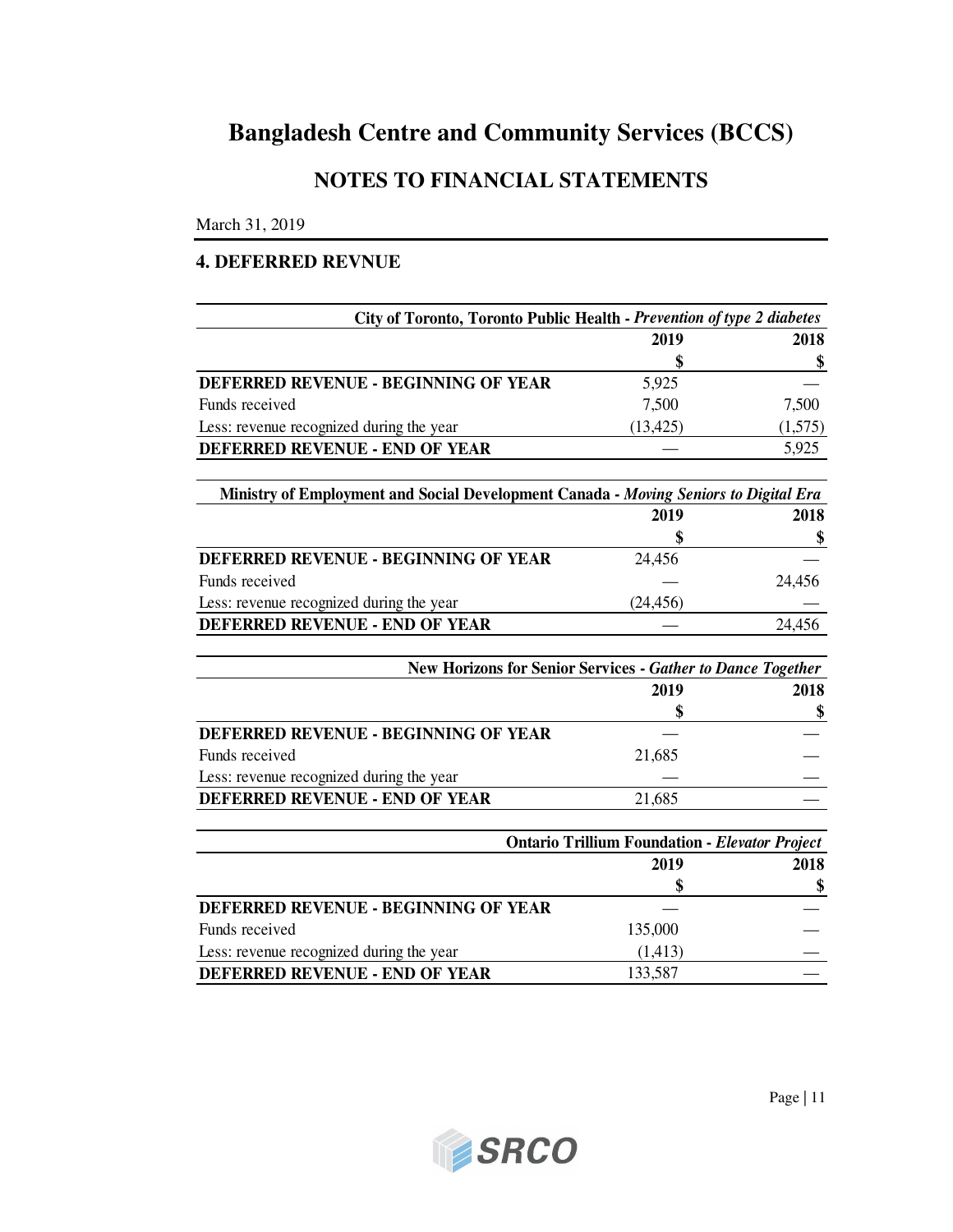# Bangladesh Centre and Community Services (BCCS)

## NOTES TO FINANCIAL STATEMENTS

March 31, 2019

### 4. DEFERRED REVNUE

| City of Toronto, Toronto Public Health - *Prevention of type 2 diabetes* | | |
|---|---|---|
| | **2019** | **2018** |
| | **$** | **$** |
| **DEFERRED REVENUE - BEGINNING OF YEAR** | 5,925 | — |
| Funds received | 7,500 | 7,500 |
| Less: revenue recognized during the year | (13,425) | (1,575) |
| **DEFERRED REVENUE - END OF YEAR** | — | 5,925 |

| Ministry of Employment and Social Development Canada - *Moving Seniors to Digital Era* | | |
|---|---|---|
| | **2019** | **2018** |
| | **$** | **$** |
| **DEFERRED REVENUE - BEGINNING OF YEAR** | 24,456 | — |
| Funds received | — | 24,456 |
| Less: revenue recognized during the year | (24,456) | — |
| **DEFERRED REVENUE - END OF YEAR** | — | 24,456 |

| New Horizons for Senior Services - *Gather to Dance Together* | | |
|---|---|---|
| | **2019** | **2018** |
| | **$** | **$** |
| **DEFERRED REVENUE - BEGINNING OF YEAR** | — | — |
| Funds received | 21,685 | — |
| Less: revenue recognized during the year | — | — |
| **DEFERRED REVENUE - END OF YEAR** | 21,685 | — |

| Ontario Trillium Foundation - *Elevator Project* | | |
|---|---|---|
| | **2019** | **2018** |
| | **$** | **$** |
| **DEFERRED REVENUE - BEGINNING OF YEAR** | — | — |
| Funds received | 135,000 | — |
| Less: revenue recognized during the year | (1,413) | — |
| **DEFERRED REVENUE - END OF YEAR** | 133,587 | — |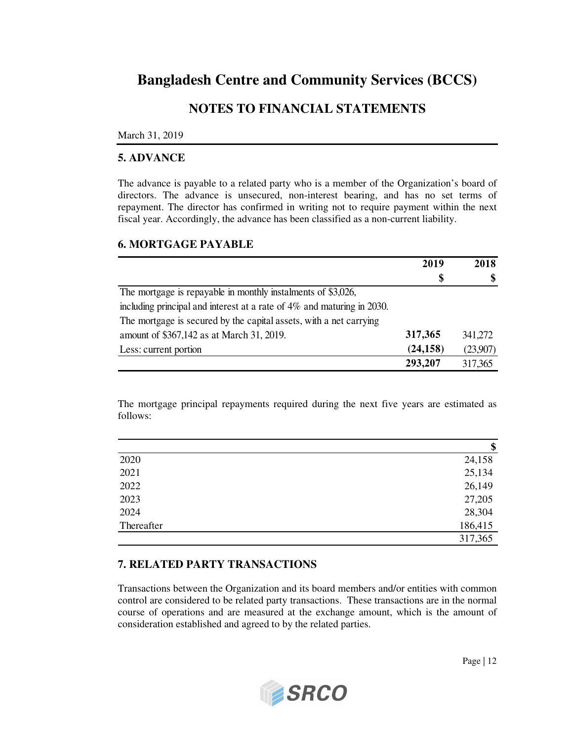# Bangladesh Centre and Community Services (BCCS)

## NOTES TO FINANCIAL STATEMENTS

March 31, 2019

### 5. ADVANCE

The advance is payable to a related party who is a member of the Organization's board of directors. The advance is unsecured, non-interest bearing, and has no set terms of repayment. The director has confirmed in writing not to require payment within the next fiscal year. Accordingly, the advance has been classified as a non-current liability.

### 6. MORTGAGE PAYABLE

| | 2019 | 2018 |
|---|---|---|
| | $ | $ |
| The mortgage is repayable in monthly instalments of $3,026, including principal and interest at a rate of 4% and maturing in 2030. The mortgage is secured by the capital assets, with a net carrying amount of $367,142 as at March 31, 2019. | **317,365** | 341,272 |
| Less: current portion | **(24,158)** | (23,907) |
| | **293,207** | 317,365 |

The mortgage principal repayments required during the next five years are estimated as follows:

| | $ |
|---|---|
| 2020 | 24,158 |
| 2021 | 25,134 |
| 2022 | 26,149 |
| 2023 | 27,205 |
| 2024 | 28,304 |
| Thereafter | 186,415 |
| | 317,365 |

### 7. RELATED PARTY TRANSACTIONS

Transactions between the Organization and its board members and/or entities with common control are considered to be related party transactions. These transactions are in the normal course of operations and are measured at the exchange amount, which is the amount of consideration established and agreed to by the related parties.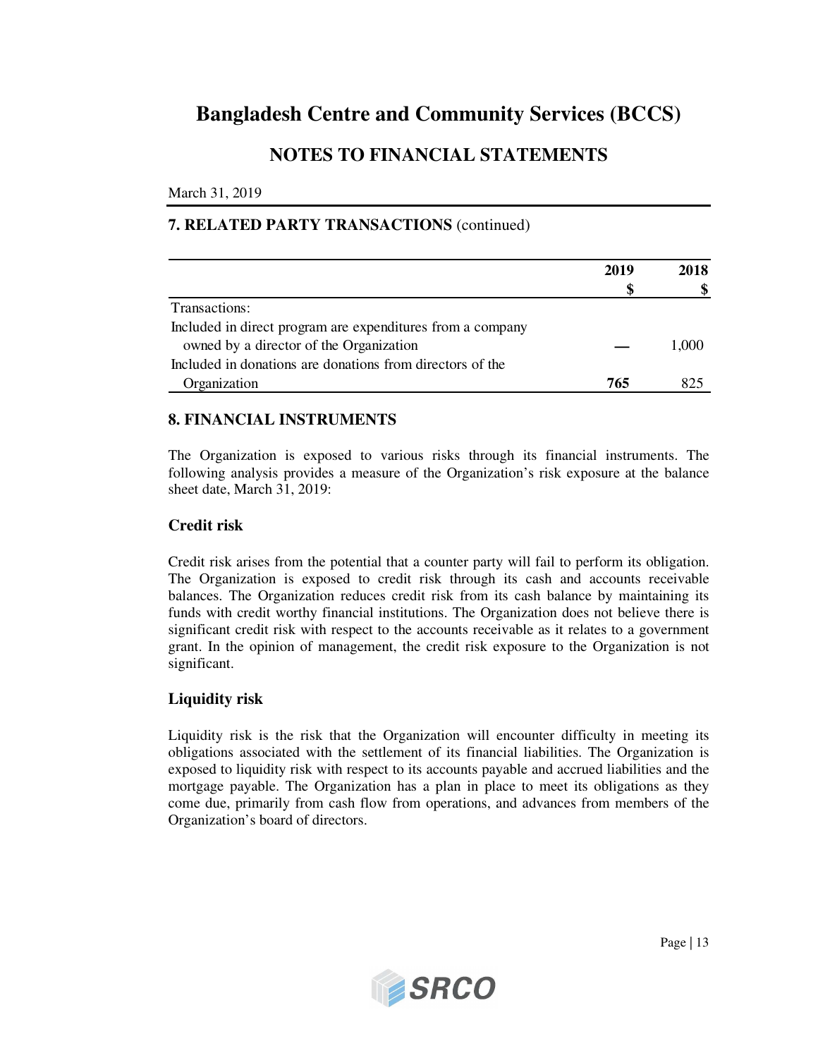# Bangladesh Centre and Community Services (BCCS)

## NOTES TO FINANCIAL STATEMENTS

March 31, 2019

### 7. RELATED PARTY TRANSACTIONS (continued)

| | 2019 $ | 2018 $ |
|---|---|---|
| Transactions: | | |
| Included in direct program are expenditures from a company owned by a director of the Organization | — | 1,000 |
| Included in donations are donations from directors of the Organization | **765** | 825 |

### 8. FINANCIAL INSTRUMENTS

The Organization is exposed to various risks through its financial instruments. The following analysis provides a measure of the Organization's risk exposure at the balance sheet date, March 31, 2019:

#### Credit risk

Credit risk arises from the potential that a counter party will fail to perform its obligation. The Organization is exposed to credit risk through its cash and accounts receivable balances. The Organization reduces credit risk from its cash balance by maintaining its funds with credit worthy financial institutions. The Organization does not believe there is significant credit risk with respect to the accounts receivable as it relates to a government grant. In the opinion of management, the credit risk exposure to the Organization is not significant.

#### Liquidity risk

Liquidity risk is the risk that the Organization will encounter difficulty in meeting its obligations associated with the settlement of its financial liabilities. The Organization is exposed to liquidity risk with respect to its accounts payable and accrued liabilities and the mortgage payable. The Organization has a plan in place to meet its obligations as they come due, primarily from cash flow from operations, and advances from members of the Organization's board of directors.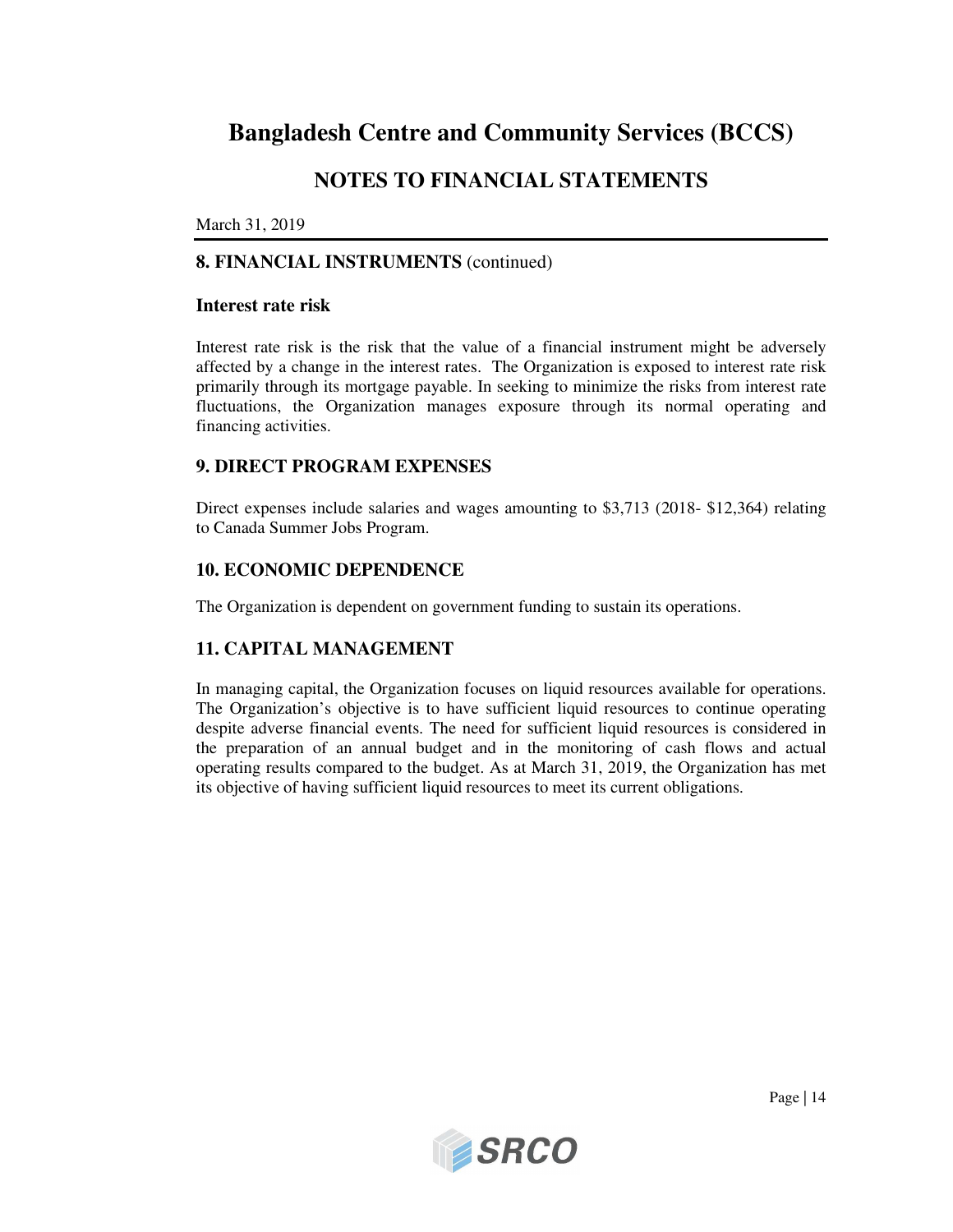# Bangladesh Centre and Community Services (BCCS)

## NOTES TO FINANCIAL STATEMENTS

March 31, 2019

### 8. FINANCIAL INSTRUMENTS (continued)

**Interest rate risk**

Interest rate risk is the risk that the value of a financial instrument might be adversely affected by a change in the interest rates. The Organization is exposed to interest rate risk primarily through its mortgage payable. In seeking to minimize the risks from interest rate fluctuations, the Organization manages exposure through its normal operating and financing activities.

### 9. DIRECT PROGRAM EXPENSES

Direct expenses include salaries and wages amounting to $3,713 (2018- $12,364) relating to Canada Summer Jobs Program.

### 10. ECONOMIC DEPENDENCE

The Organization is dependent on government funding to sustain its operations.

### 11. CAPITAL MANAGEMENT

In managing capital, the Organization focuses on liquid resources available for operations. The Organization's objective is to have sufficient liquid resources to continue operating despite adverse financial events. The need for sufficient liquid resources is considered in the preparation of an annual budget and in the monitoring of cash flows and actual operating results compared to the budget. As at March 31, 2019, the Organization has met its objective of having sufficient liquid resources to meet its current obligations.